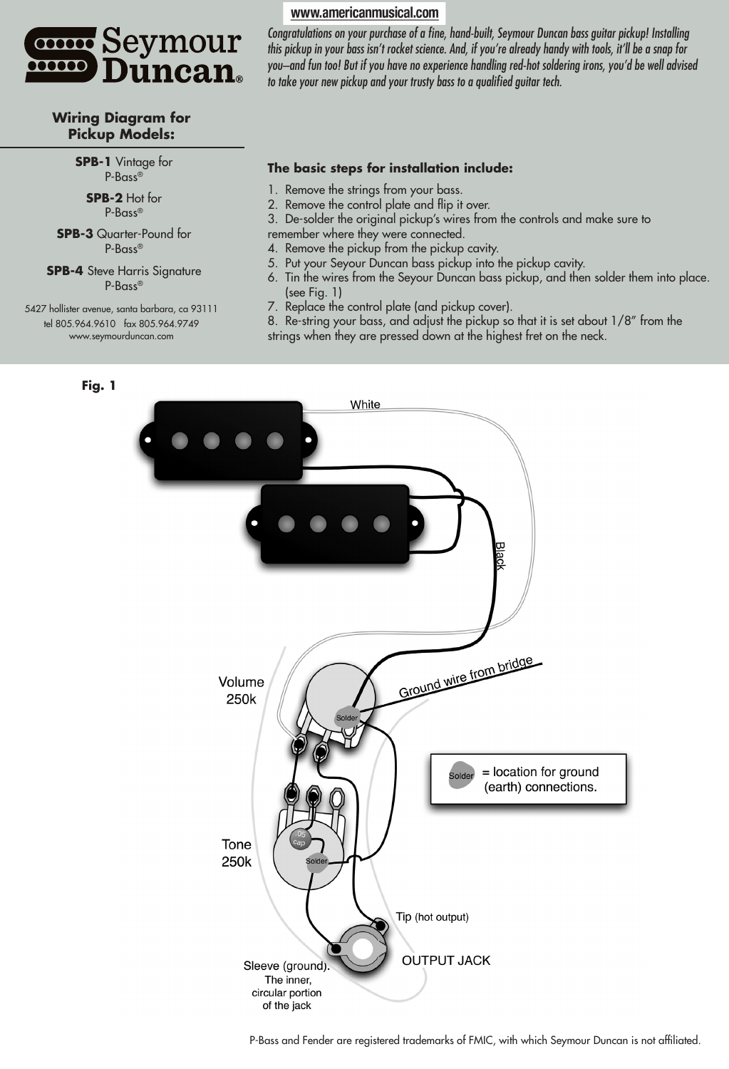www.americanmusical.com

# Seymour Duncan

*Congratulations on your purchase of a fine, hand-built, Seymour Duncan bass guitar pickup! Installing this pickup in your bass isn't rocket science. And, if you're already handy with tools, it'll be a snap for you–and fun too! But if you have no experience handling red-hot soldering irons, you'd be well advised to take your new pickup and your trusty bass to a qualified guitar tech.*

## Wiring Diagram for Pickup Models:

**SPB-1** Vintage for P-Bass®

**SPB-2** Hot for P-Bass®

**SPB-3** Quarter-Pound for P-Bass®

**SPB-4** Steve Harris Signature P-Bass®

5427 hollister avenue, santa barbara, ca 93111
tel 805.964.9610 fax 805.964.9749
www.seymourduncan.com

**The basic steps for installation include:**

1. Remove the strings from your bass.
2. Remove the control plate and flip it over.
3. De-solder the original pickup's wires from the controls and make sure to remember where they were connected.
4. Remove the pickup from the pickup cavity.
5. Put your Seyour Duncan bass pickup into the pickup cavity.
6. Tin the wires from the Seyour Duncan bass pickup, and then solder them into place. (see Fig. 1)
7. Replace the control plate (and pickup cover).
8. Re-string your bass, and adjust the pickup so that it is set about 1/8" from the strings when they are pressed down at the highest fret on the neck.

**Fig. 1**

White

Black

Volume 250k

Ground wire from bridge

Solder

Solder = location for ground (earth) connections.

Tone 250k

.05 cap

Tip (hot output)

OUTPUT JACK

Sleeve (ground). The inner, circular portion of the jack

P-Bass and Fender are registered trademarks of FMIC, with which Seymour Duncan is not affiliated.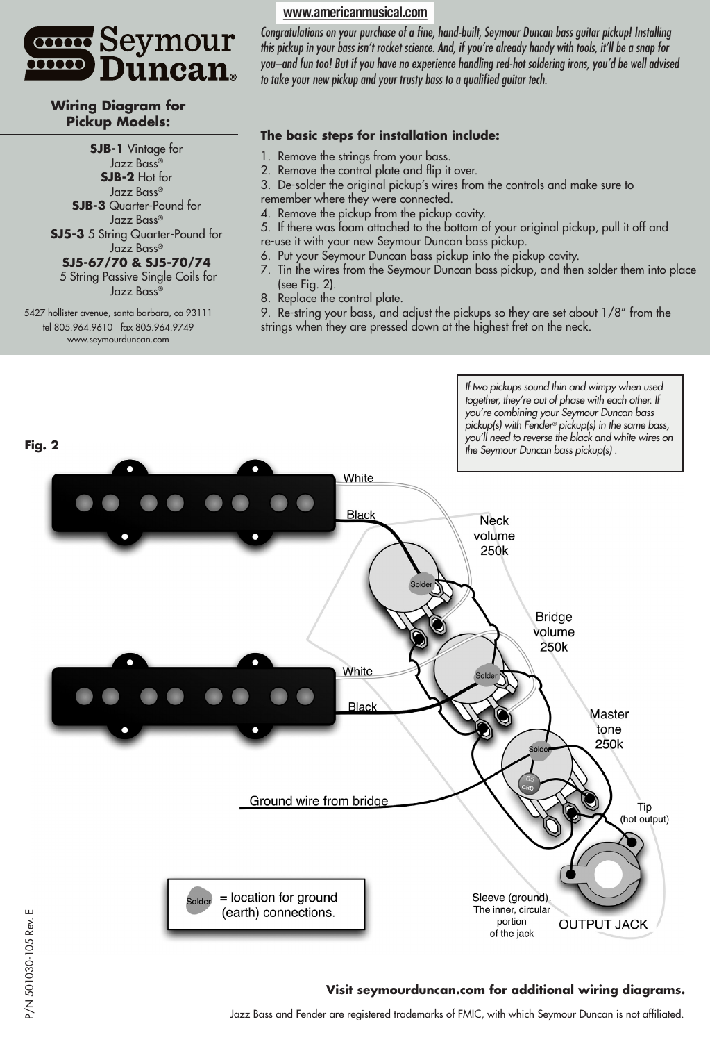www.americanmusical.com

# Seymour Duncan

## Wiring Diagram for Pickup Models:

**SJB-1** Vintage for Jazz Bass®
**SJB-2** Hot for Jazz Bass®
**SJB-3** Quarter-Pound for Jazz Bass®
**SJ5-3** 5 String Quarter-Pound for Jazz Bass®
**SJ5-67/70 & SJ5-70/74** 5 String Passive Single Coils for Jazz Bass®

5427 hollister avenue, santa barbara, ca 93111
tel 805.964.9610 fax 805.964.9749
www.seymourduncan.com

*Congratulations on your purchase of a fine, hand-built, Seymour Duncan bass guitar pickup! Installing this pickup in your bass isn't rocket science. And, if you're already handy with tools, it'll be a snap for you–and fun too! But if you have no experience handling red-hot soldering irons, you'd be well advised to take your new pickup and your trusty bass to a qualified guitar tech.*

**The basic steps for installation include:**

1. Remove the strings from your bass.
2. Remove the control plate and flip it over.
3. De-solder the original pickup's wires from the controls and make sure to remember where they were connected.
4. Remove the pickup from the pickup cavity.
5. If there was foam attached to the bottom of your original pickup, pull it off and re-use it with your new Seymour Duncan bass pickup.
6. Put your Seymour Duncan bass pickup into the pickup cavity.
7. Tin the wires from the Seymour Duncan bass pickup, and then solder them into place (see Fig. 2).
8. Replace the control plate.
9. Re-string your bass, and adjust the pickups so they are set about 1/8" from the strings when they are pressed down at the highest fret on the neck.

*If two pickups sound thin and wimpy when used together, they're out of phase with each other. If you're combining your Seymour Duncan bass pickup(s) with Fender® pickup(s) in the same bass, you'll need to reverse the black and white wires on the Seymour Duncan bass pickup(s) .*

**Fig. 2**

White
Black
Neck volume 250k
Solder
Bridge volume 250k
White
Black
Solder
Master tone 250k
Solder
.05 cap
Ground wire from bridge
Tip (hot output)
Solder = location for ground (earth) connections.
Sleeve (ground). The inner, circular portion of the jack
OUTPUT JACK

P/N 501030-105 Rev. E

**Visit seymourduncan.com for additional wiring diagrams.**

Jazz Bass and Fender are registered trademarks of FMIC, with which Seymour Duncan is not affiliated.